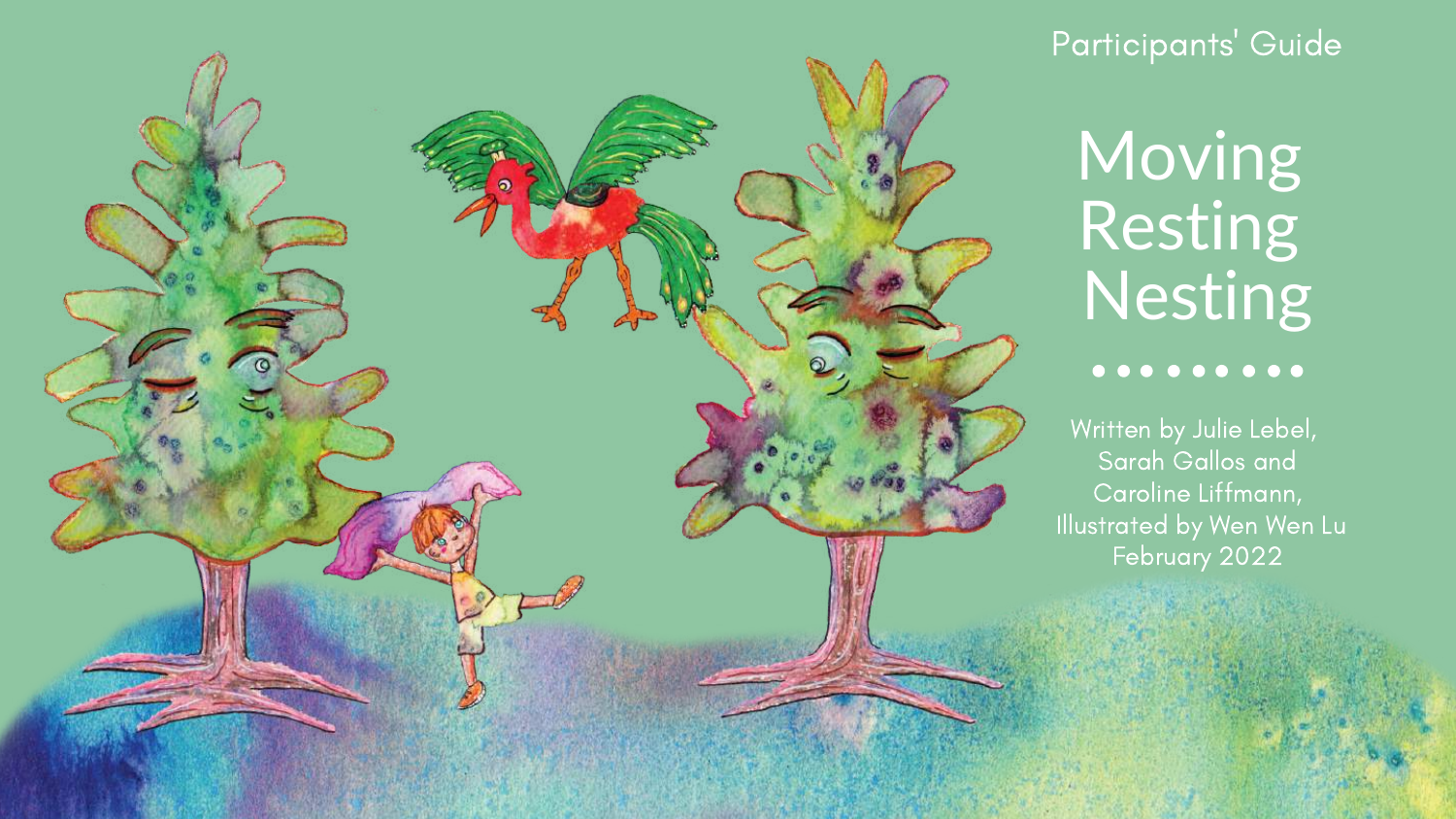Participants' Guide

# Moving Resting Nesting

Written by Julie Lebel, Sarah Gallos and Caroline Liffmann, Illustrated by Wen Wen Lu
February 2022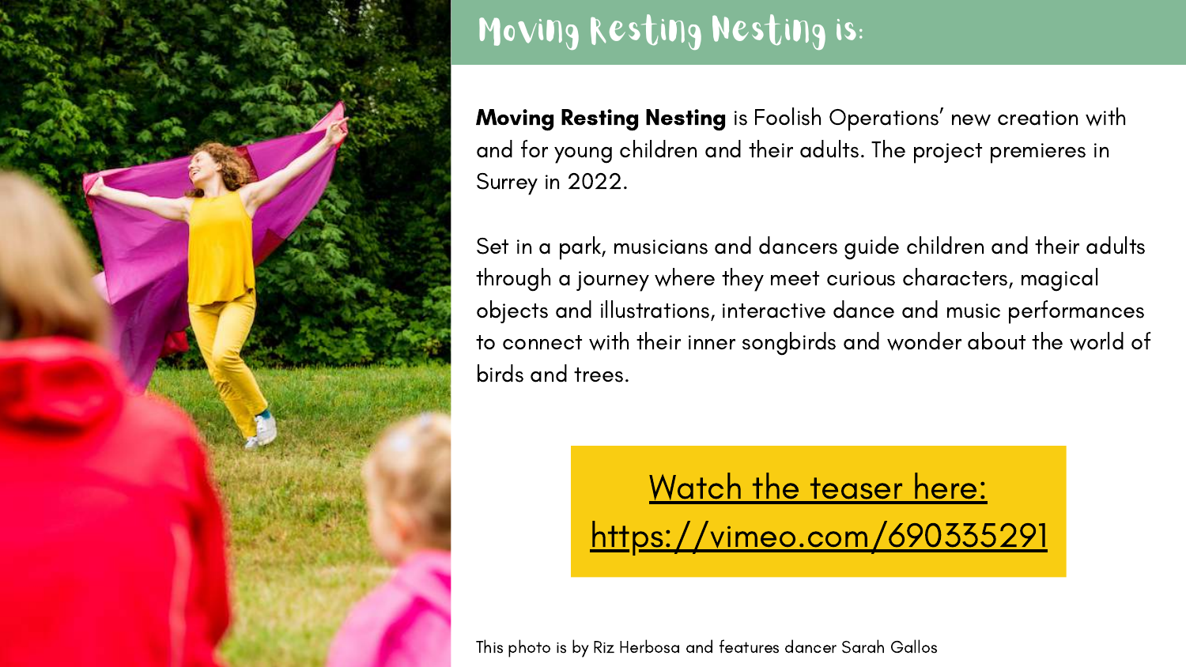# Moving Resting Nesting is:

**Moving Resting Nesting** is Foolish Operations' new creation with and for young children and their adults. The project premieres in Surrey in 2022.

Set in a park, musicians and dancers guide children and their adults through a journey where they meet curious characters, magical objects and illustrations, interactive dance and music performances to connect with their inner songbirds and wonder about the world of birds and trees.

Watch the teaser here: https://vimeo.com/690335291

This photo is by Riz Herbosa and features dancer Sarah Gallos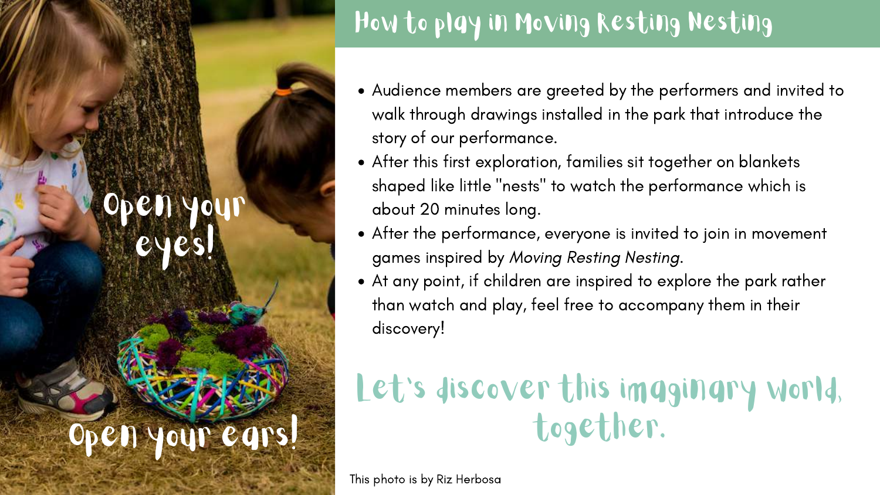Open your eyes!

Open your ears!

## How to play in Moving Resting Nesting

- Audience members are greeted by the performers and invited to walk through drawings installed in the park that introduce the story of our performance.
- After this first exploration, families sit together on blankets shaped like little "nests" to watch the performance which is about 20 minutes long.
- After the performance, everyone is invited to join in movement games inspired by *Moving Resting Nesting*.
- At any point, if children are inspired to explore the park rather than watch and play, feel free to accompany them in their discovery!

Let's discover this imaginary world, together.

This photo is by Riz Herbosa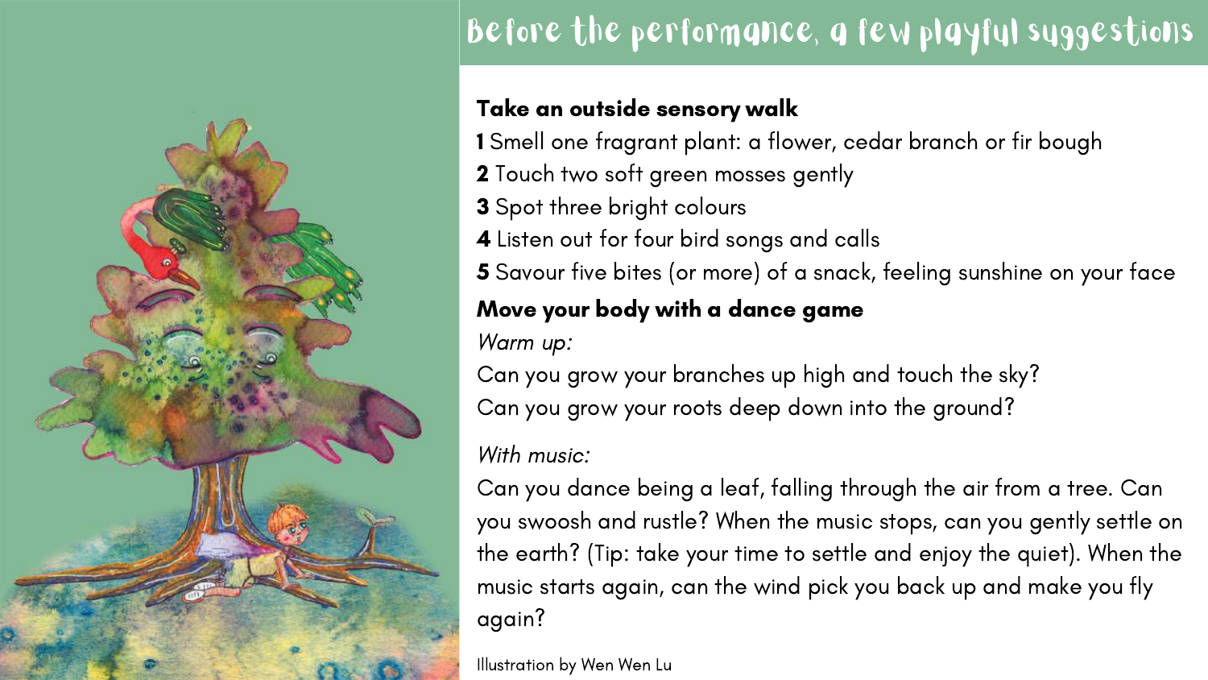# Before the performance, a few playful suggestions

**Take an outside sensory walk**

**1** Smell one fragrant plant: a flower, cedar branch or fir bough
**2** Touch two soft green mosses gently
**3** Spot three bright colours
**4** Listen out for four bird songs and calls
**5** Savour five bites (or more) of a snack, feeling sunshine on your face

**Move your body with a dance game**

*Warm up:*

Can you grow your branches up high and touch the sky?
Can you grow your roots deep down into the ground?

*With music:*

Can you dance being a leaf, falling through the air from a tree. Can you swoosh and rustle? When the music stops, can you gently settle on the earth? (Tip: take your time to settle and enjoy the quiet). When the music starts again, can the wind pick you back up and make you fly again?

Illustration by Wen Wen Lu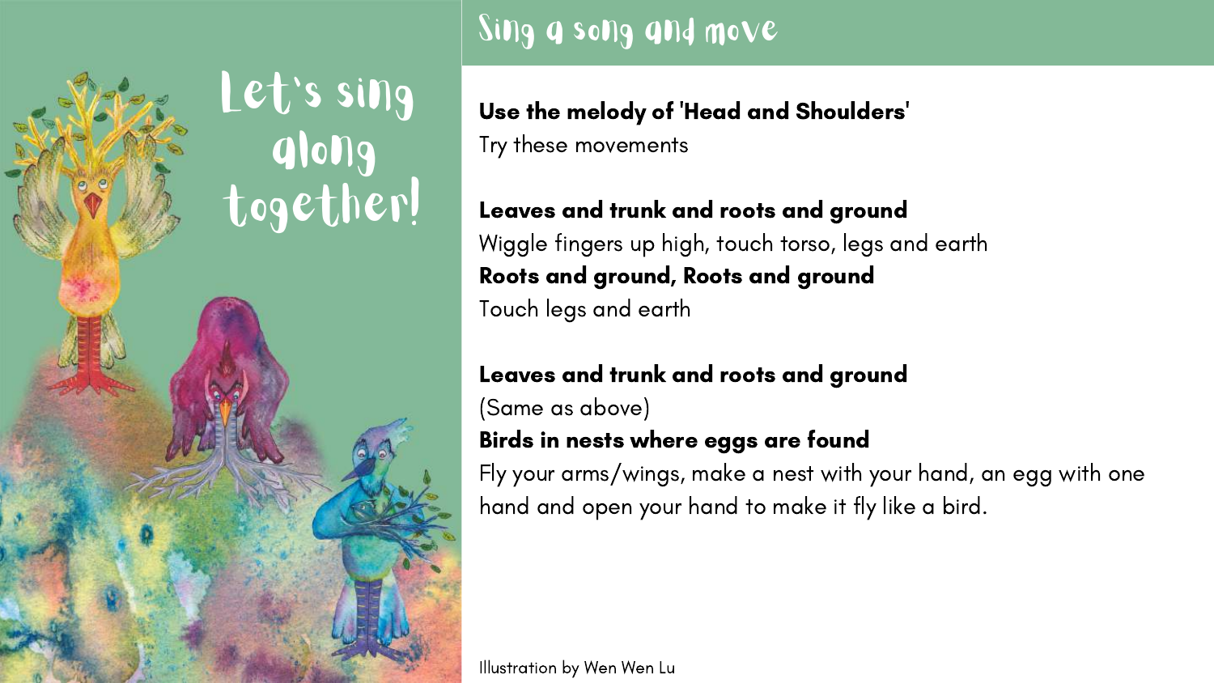# Let's sing along together!

## Sing a song and move

**Use the melody of 'Head and Shoulders'**

Try these movements

**Leaves and trunk and roots and ground**

Wiggle fingers up high, touch torso, legs and earth

**Roots and ground, Roots and ground**

Touch legs and earth

**Leaves and trunk and roots and ground**

(Same as above)

**Birds in nests where eggs are found**

Fly your arms/wings, make a nest with your hand, an egg with one hand and open your hand to make it fly like a bird.

Illustration by Wen Wen Lu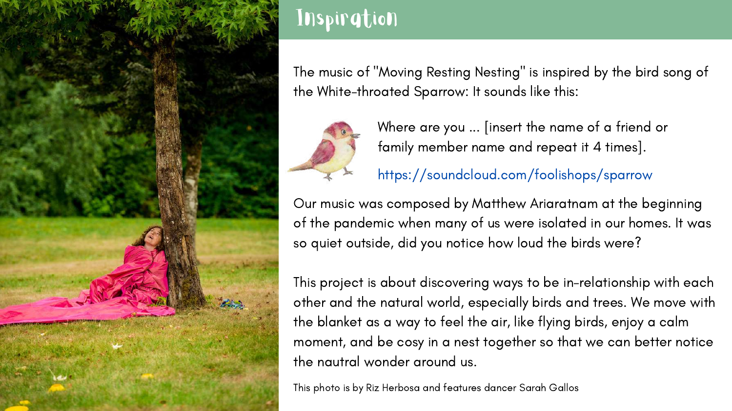# Inspiration

The music of "Moving Resting Nesting" is inspired by the bird song of the White-throated Sparrow: It sounds like this:

Where are you ... [insert the name of a friend or family member name and repeat it 4 times].

https://soundcloud.com/foolishops/sparrow

Our music was composed by Matthew Ariaratnam at the beginning of the pandemic when many of us were isolated in our homes. It was so quiet outside, did you notice how loud the birds were?

This project is about discovering ways to be in-relationship with each other and the natural world, especially birds and trees. We move with the blanket as a way to feel the air, like flying birds, enjoy a calm moment, and be cosy in a nest together so that we can better notice the nautral wonder around us.

This photo is by Riz Herbosa and features dancer Sarah Gallos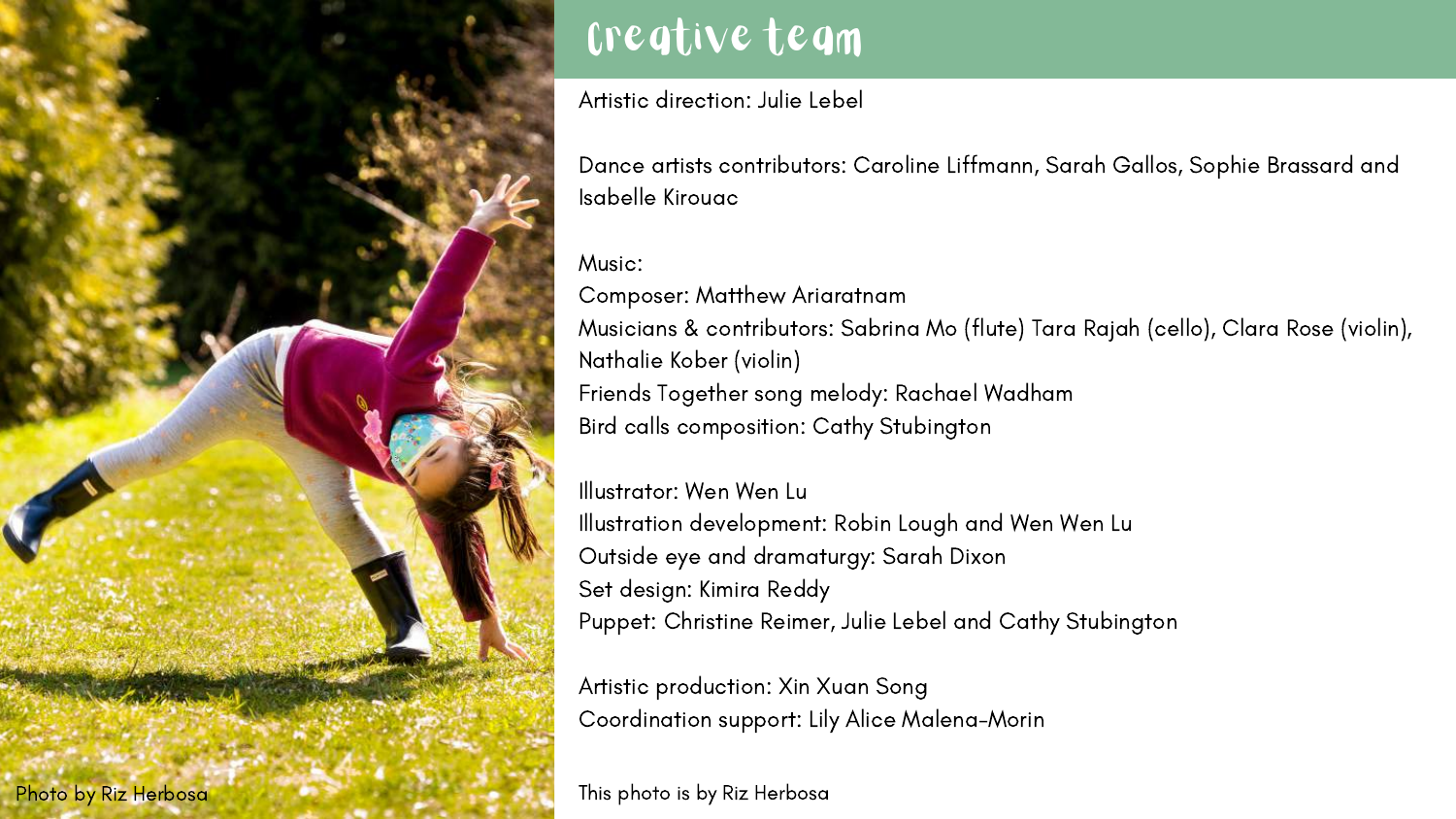# Creative team

Artistic direction: Julie Lebel

Dance artists contributors: Caroline Liffmann, Sarah Gallos, Sophie Brassard and Isabelle Kirouac

Music:
Composer: Matthew Ariaratnam
Musicians & contributors: Sabrina Mo (flute) Tara Rajah (cello), Clara Rose (violin), Nathalie Kober (violin)
Friends Together song melody: Rachael Wadham
Bird calls composition: Cathy Stubington

Illustrator: Wen Wen Lu
Illustration development: Robin Lough and Wen Wen Lu
Outside eye and dramaturgy: Sarah Dixon
Set design: Kimira Reddy
Puppet: Christine Reimer, Julie Lebel and Cathy Stubington

Artistic production: Xin Xuan Song
Coordination support: Lily Alice Malena-Morin

Photo by Riz Herbosa

This photo is by Riz Herbosa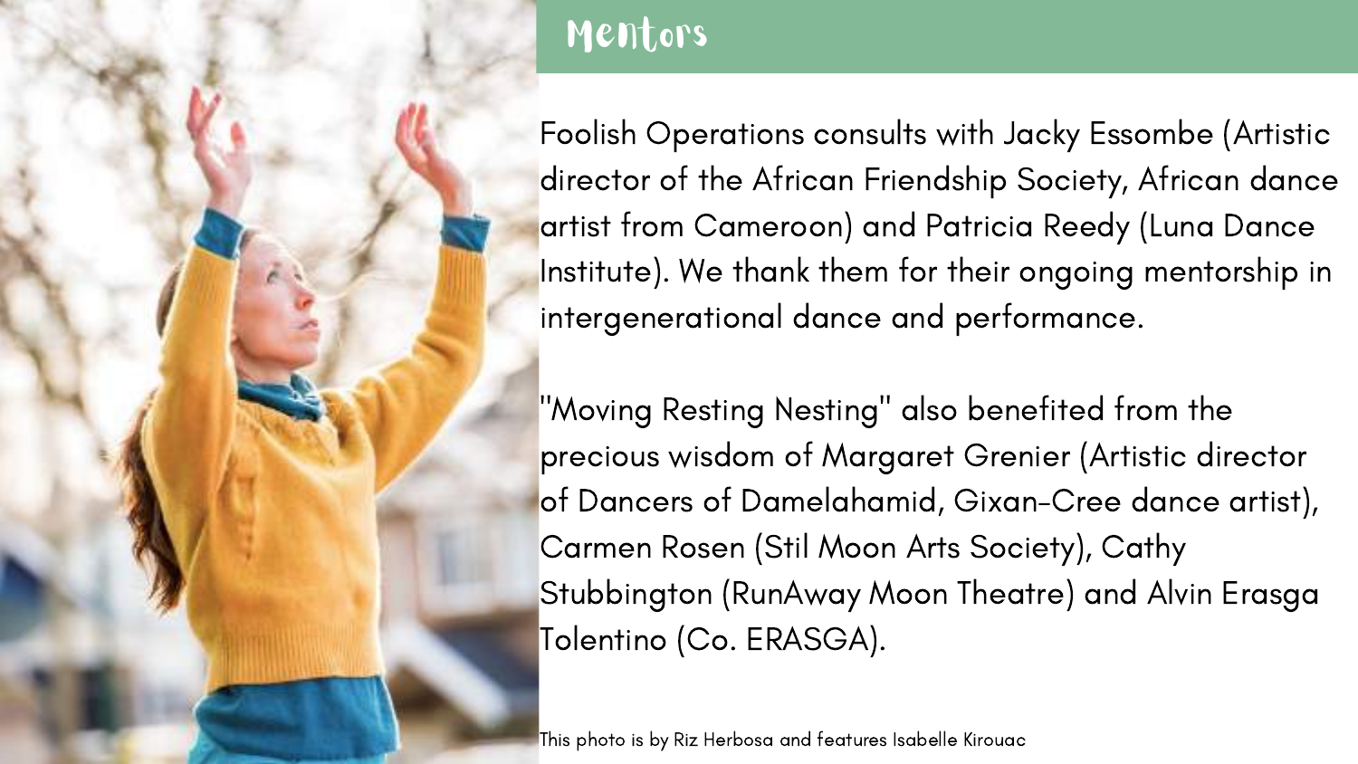# Mentors

Foolish Operations consults with Jacky Essombe (Artistic director of the African Friendship Society, African dance artist from Cameroon) and Patricia Reedy (Luna Dance Institute). We thank them for their ongoing mentorship in intergenerational dance and performance.

"Moving Resting Nesting" also benefited from the precious wisdom of Margaret Grenier (Artistic director of Dancers of Damelahamid, Gixan-Cree dance artist), Carmen Rosen (Stil Moon Arts Society), Cathy Stubbington (RunAway Moon Theatre) and Alvin Erasga Tolentino (Co. ERASGA).

This photo is by Riz Herbosa and features Isabelle Kirouac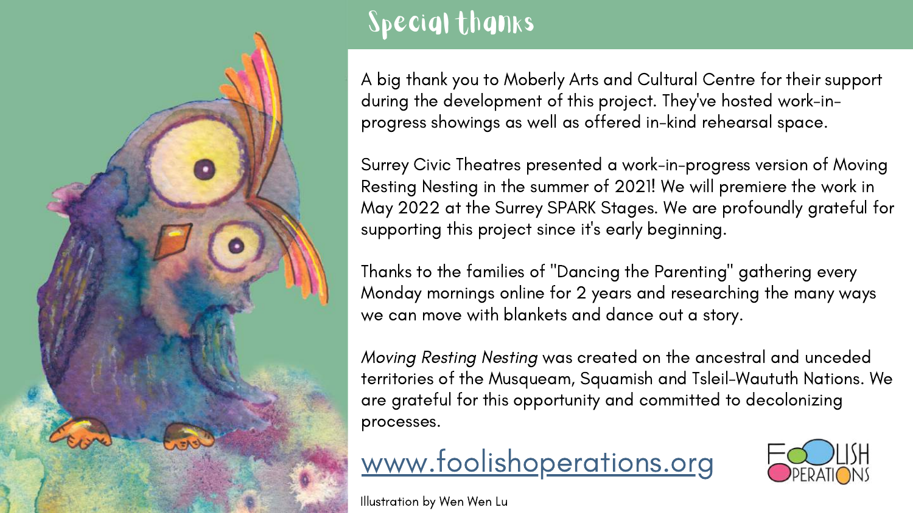# Special thanks

A big thank you to Moberly Arts and Cultural Centre for their support during the development of this project. They've hosted work-in-progress showings as well as offered in-kind rehearsal space.

Surrey Civic Theatres presented a work-in-progress version of Moving Resting Nesting in the summer of 2021! We will premiere the work in May 2022 at the Surrey SPARK Stages. We are profoundly grateful for supporting this project since it's early beginning.

Thanks to the families of "Dancing the Parenting" gathering every Monday mornings online for 2 years and researching the many ways we can move with blankets and dance out a story.

*Moving Resting Nesting* was created on the ancestral and unceded territories of the Musqueam, Squamish and Tsleil-Waututh Nations. We are grateful for this opportunity and committed to decolonizing processes.

www.foolishoperations.org

FOOLISH OPERATIONS

Illustration by Wen Wen Lu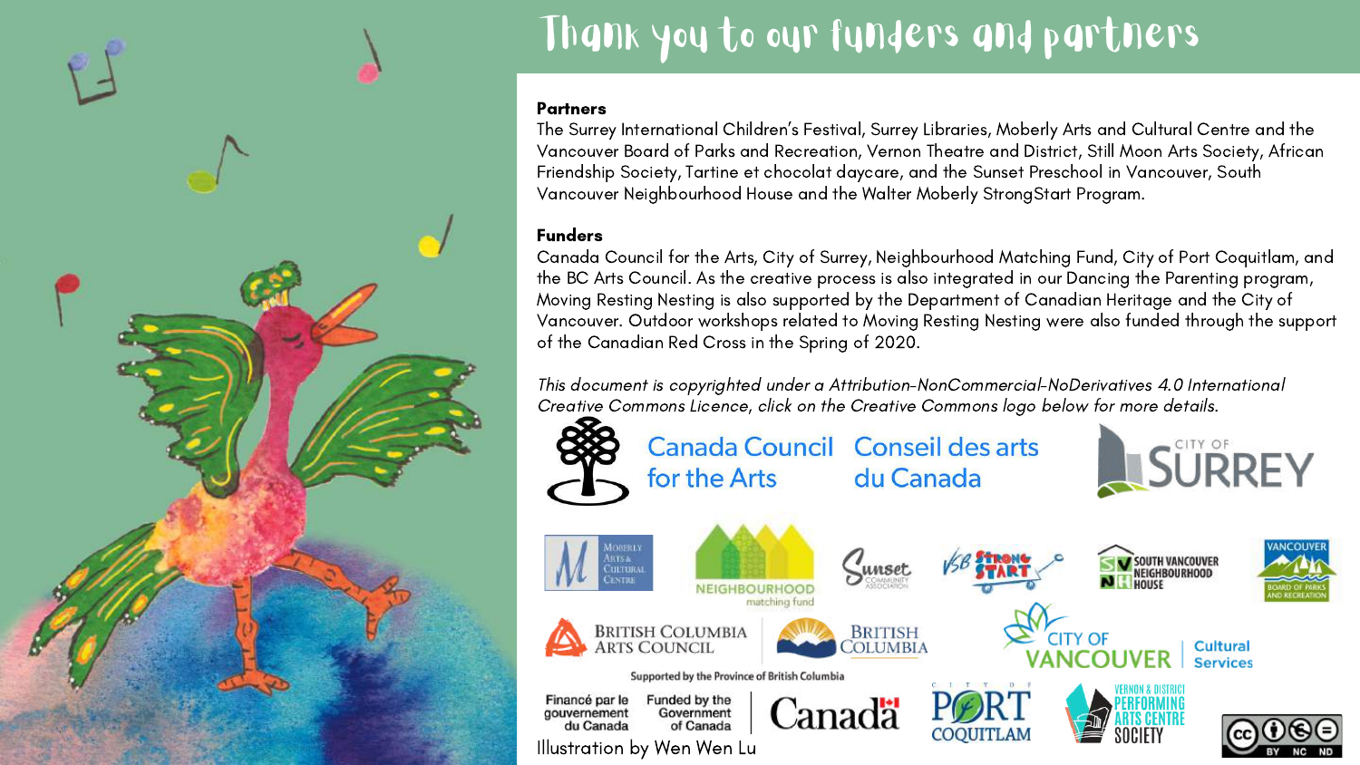# Thank you to our funders and partners

**Partners**
The Surrey International Children's Festival, Surrey Libraries, Moberly Arts and Cultural Centre and the Vancouver Board of Parks and Recreation, Vernon Theatre and District, Still Moon Arts Society, African Friendship Society, Tartine et chocolat daycare, and the Sunset Preschool in Vancouver, South Vancouver Neighbourhood House and the Walter Moberly StrongStart Program.

**Funders**
Canada Council for the Arts, City of Surrey, Neighbourhood Matching Fund, City of Port Coquitlam, and the BC Arts Council. As the creative process is also integrated in our Dancing the Parenting program, Moving Resting Nesting is also supported by the Department of Canadian Heritage and the City of Vancouver. Outdoor workshops related to Moving Resting Nesting were also funded through the support of the Canadian Red Cross in the Spring of 2020.

*This document is copyrighted under a Attribution-NonCommercial-NoDerivatives 4.0 International Creative Commons Licence, click on the Creative Commons logo below for more details.*

Canada Council for the Arts Conseil des arts du Canada

CITY OF SURREY

Moberly Arts & Cultural Centre

NEIGHBOURHOOD matching fund

Sunset Community Association

VSB StrongStart

South Vancouver Neighbourhood House

Vancouver Board of Parks and Recreation

British Columbia Arts Council

British Columbia

Supported by the Province of British Columbia

City of Vancouver Cultural Services

Financé par le gouvernement du Canada | Funded by the Government of Canada

Canada

City of Port Coquitlam

Vernon & District Performing Arts Centre Society

CC BY NC ND

Illustration by Wen Wen Lu